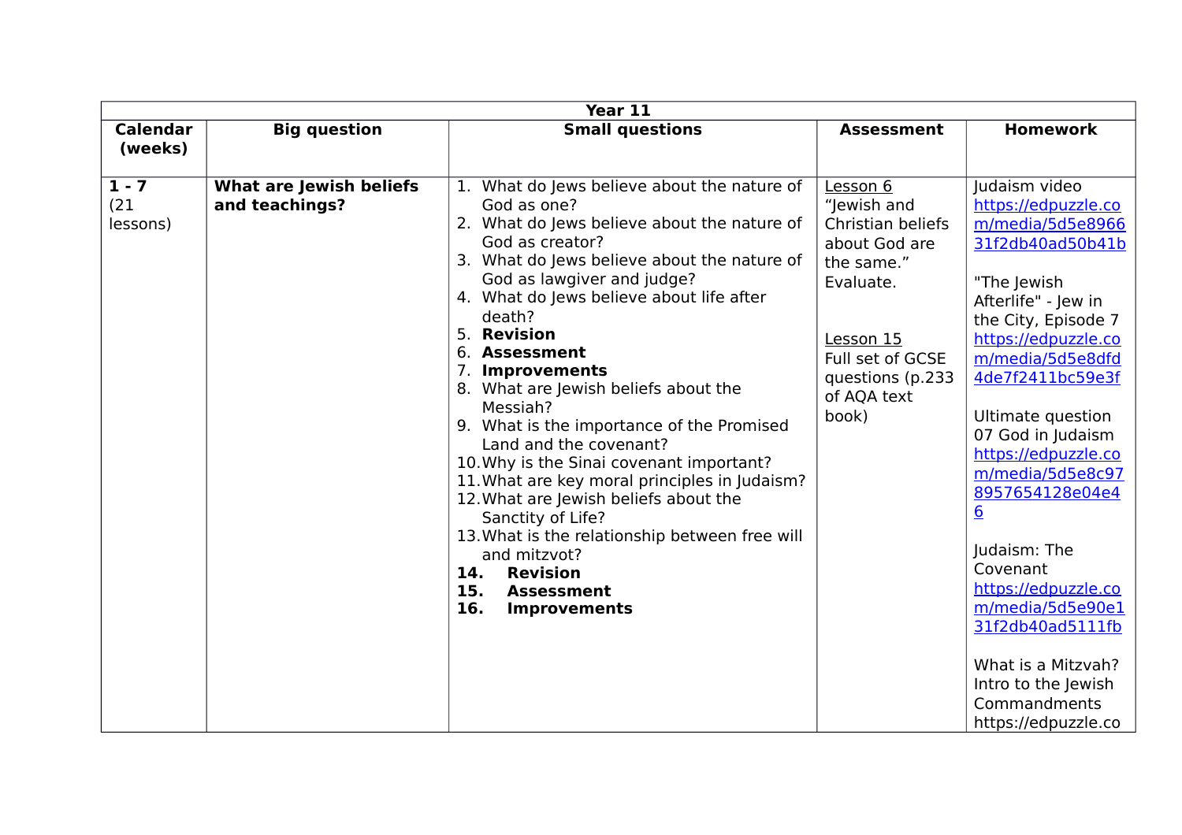| Year 11 | | | | |
|---|---|---|---|---|
| **Calendar (weeks)** | **Big question** | **Small questions** | **Assessment** | **Homework** |
| **1 - 7** (21 lessons) | **What are Jewish beliefs and teachings?** | 1. What do Jews believe about the nature of God as one?<br>2. What do Jews believe about the nature of God as creator?<br>3. What do Jews believe about the nature of God as lawgiver and judge?<br>4. What do Jews believe about life after death?<br>5. **Revision**<br>6. **Assessment**<br>7. **Improvements**<br>8. What are Jewish beliefs about the Messiah?<br>9. What is the importance of the Promised Land and the covenant?<br>10. Why is the Sinai covenant important?<br>11. What are key moral principles in Judaism?<br>12. What are Jewish beliefs about the Sanctity of Life?<br>13. What is the relationship between free will and mitzvot?<br>**14. Revision**<br>**15. Assessment**<br>**16. Improvements** | Lesson 6<br>"Jewish and Christian beliefs about God are the same." Evaluate.<br><br>Lesson 15<br>Full set of GCSE questions (p.233 of AQA text book) | Judaism video<br>https://edpuzzle.com/media/5d5e896631f2db40ad50b41b<br><br>"The Jewish Afterlife" - Jew in the City, Episode 7<br>https://edpuzzle.com/media/5d5e8dfd4de7f2411bc59e3f<br><br>Ultimate question 07 God in Judaism<br>https://edpuzzle.com/media/5d5e8c978957654128e04e46<br><br>Judaism: The Covenant<br>https://edpuzzle.com/media/5d5e90e131f2db40ad5111fb<br><br>What is a Mitzvah? Intro to the Jewish Commandments<br>https://edpuzzle.co |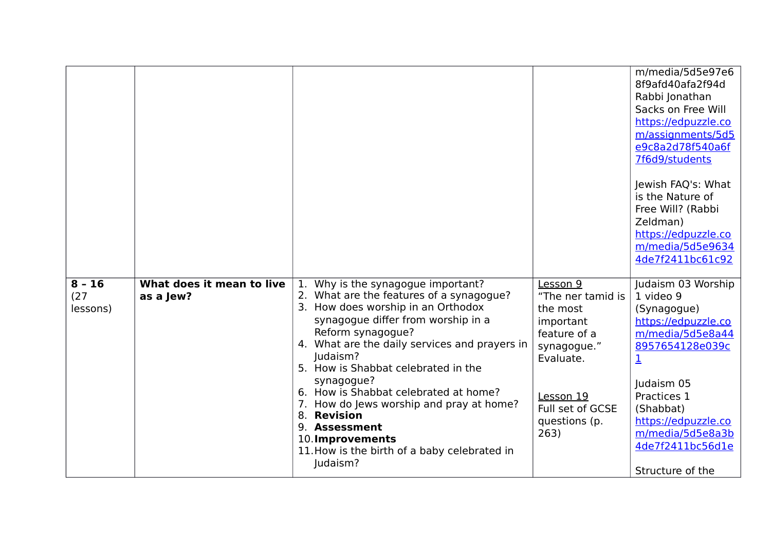| | | | | |
|---|---|---|---|---|
| | | | | m/media/5d5e97e68f9afd40afa2f94d<br>Rabbi Jonathan Sacks on Free Will<br>https://edpuzzle.com/assignments/5d5e9c8a2d78f540a6f7f6d9/students<br><br>Jewish FAQ's: What is the Nature of Free Will? (Rabbi Zeldman)<br>https://edpuzzle.com/media/5d5e96344de7f2411bc61c92 |
| **8 – 16**<br>(27 lessons) | **What does it mean to live as a Jew?** | 1. Why is the synagogue important?<br>2. What are the features of a synagogue?<br>3. How does worship in an Orthodox synagogue differ from worship in a Reform synagogue?<br>4. What are the daily services and prayers in Judaism?<br>5. How is Shabbat celebrated in the synagogue?<br>6. How is Shabbat celebrated at home?<br>7. How do Jews worship and pray at home?<br>8. **Revision**<br>9. **Assessment**<br>10. **Improvements**<br>11. How is the birth of a baby celebrated in Judaism? | Lesson 9<br>"The ner tamid is the most important feature of a synagogue." Evaluate.<br><br>Lesson 19<br>Full set of GCSE questions (p. 263) | Judaism 03 Worship 1 video 9 (Synagogue)<br>https://edpuzzle.com/media/5d5e8a448957654128e039c1<br><br>Judaism 05 Practices 1 (Shabbat)<br>https://edpuzzle.com/media/5d5e8a3b4de7f2411bc56d1e<br><br>Structure of the |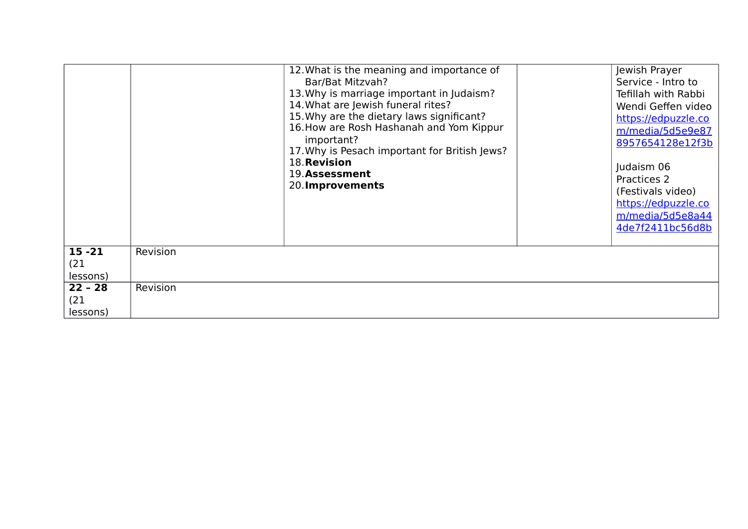| | | | | |
|---|---|---|---|---|
| | | 12. What is the meaning and importance of Bar/Bat Mitzvah?<br>13. Why is marriage important in Judaism?<br>14. What are Jewish funeral rites?<br>15. Why are the dietary laws significant?<br>16. How are Rosh Hashanah and Yom Kippur important?<br>17. Why is Pesach important for British Jews?<br>18. **Revision**<br>19. **Assessment**<br>20. **Improvements** | | Jewish Prayer Service - Intro to Tefillah with Rabbi Wendi Geffen video https://edpuzzle.com/media/5d5e9e878957654128e12f3b<br><br>Judaism 06 Practices 2 (Festivals video) https://edpuzzle.com/media/5d5e8a444de7f2411bc56d8b |
| **15 -21** (21 lessons) | Revision | | | |
| **22 – 28** (21 lessons) | Revision | | | |